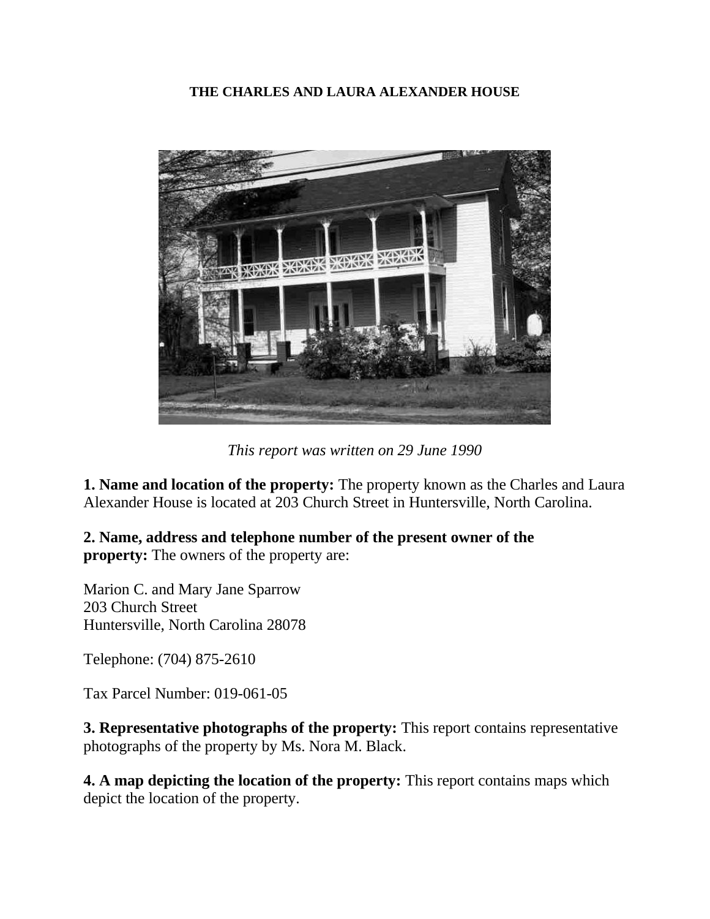**THE CHARLES AND LAURA ALEXANDER HOUSE**

*This report was written on 29 June 1990*

**1. Name and location of the property:** The property known as the Charles and Laura Alexander House is located at 203 Church Street in Huntersville, North Carolina.

**2. Name, address and telephone number of the present owner of the property:** The owners of the property are:

Marion C. and Mary Jane Sparrow
203 Church Street
Huntersville, North Carolina 28078

Telephone: (704) 875-2610

Tax Parcel Number: 019-061-05

**3. Representative photographs of the property:** This report contains representative photographs of the property by Ms. Nora M. Black.

**4. A map depicting the location of the property:** This report contains maps which depict the location of the property.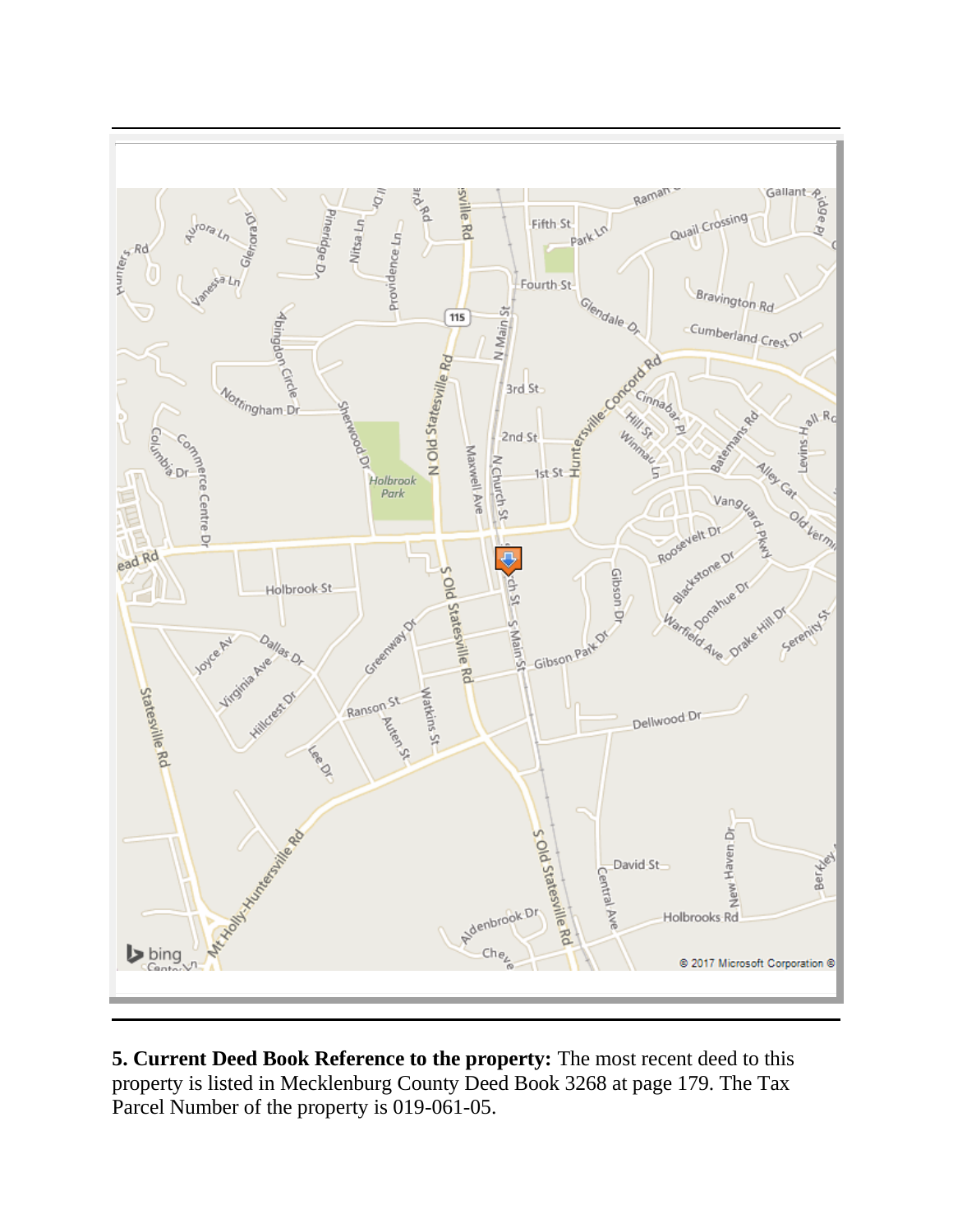**5. Current Deed Book Reference to the property:** The most recent deed to this property is listed in Mecklenburg County Deed Book 3268 at page 179. The Tax Parcel Number of the property is 019-061-05.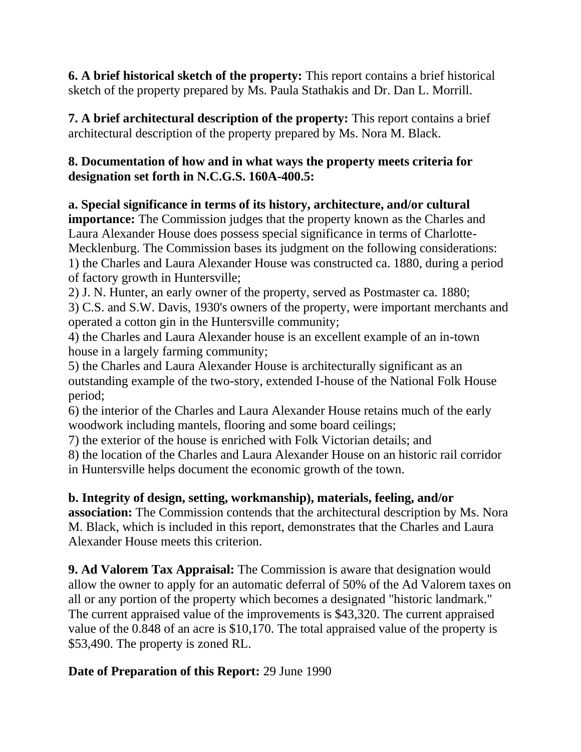**6. A brief historical sketch of the property:** This report contains a brief historical sketch of the property prepared by Ms. Paula Stathakis and Dr. Dan L. Morrill.

**7. A brief architectural description of the property:** This report contains a brief architectural description of the property prepared by Ms. Nora M. Black.

**8. Documentation of how and in what ways the property meets criteria for designation set forth in N.C.G.S. 160A-400.5:**

**a. Special significance in terms of its history, architecture, and/or cultural importance:** The Commission judges that the property known as the Charles and Laura Alexander House does possess special significance in terms of Charlotte-Mecklenburg. The Commission bases its judgment on the following considerations:
1) the Charles and Laura Alexander House was constructed ca. 1880, during a period of factory growth in Huntersville;
2) J. N. Hunter, an early owner of the property, served as Postmaster ca. 1880;
3) C.S. and S.W. Davis, 1930's owners of the property, were important merchants and operated a cotton gin in the Huntersville community;
4) the Charles and Laura Alexander house is an excellent example of an in-town house in a largely farming community;
5) the Charles and Laura Alexander House is architecturally significant as an outstanding example of the two-story, extended I-house of the National Folk House period;
6) the interior of the Charles and Laura Alexander House retains much of the early woodwork including mantels, flooring and some board ceilings;
7) the exterior of the house is enriched with Folk Victorian details; and
8) the location of the Charles and Laura Alexander House on an historic rail corridor in Huntersville helps document the economic growth of the town.

**b. Integrity of design, setting, workmanship), materials, feeling, and/or association:** The Commission contends that the architectural description by Ms. Nora M. Black, which is included in this report, demonstrates that the Charles and Laura Alexander House meets this criterion.

**9. Ad Valorem Tax Appraisal:** The Commission is aware that designation would allow the owner to apply for an automatic deferral of 50% of the Ad Valorem taxes on all or any portion of the property which becomes a designated "historic landmark." The current appraised value of the improvements is $43,320. The current appraised value of the 0.848 of an acre is $10,170. The total appraised value of the property is $53,490. The property is zoned RL.

**Date of Preparation of this Report:** 29 June 1990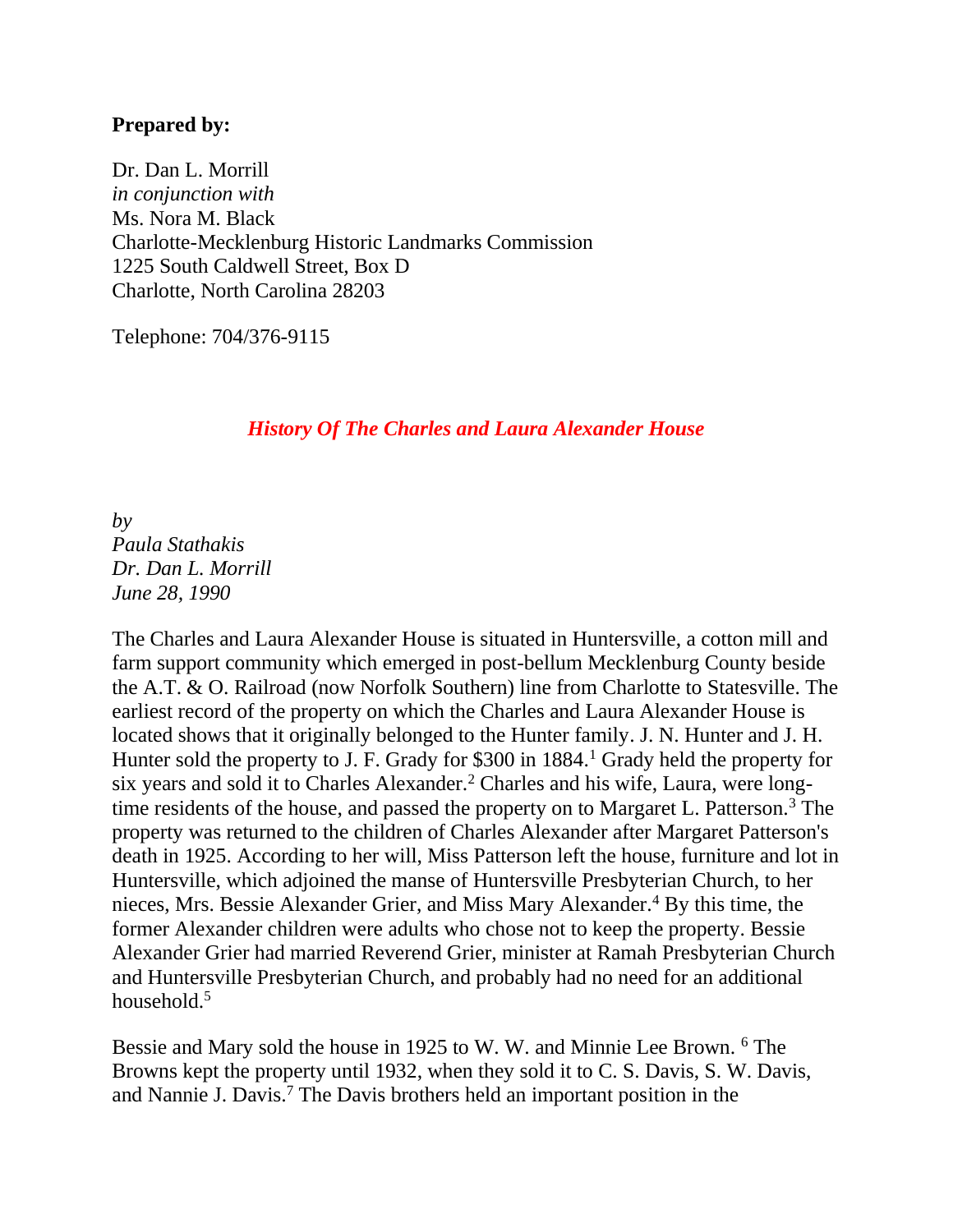**Prepared by:**

Dr. Dan L. Morrill
*in conjunction with*
Ms. Nora M. Black
Charlotte-Mecklenburg Historic Landmarks Commission
1225 South Caldwell Street, Box D
Charlotte, North Carolina 28203

Telephone: 704/376-9115

## *History Of The Charles and Laura Alexander House*

*by*
*Paula Stathakis*
*Dr. Dan L. Morrill*
*June 28, 1990*

The Charles and Laura Alexander House is situated in Huntersville, a cotton mill and farm support community which emerged in post-bellum Mecklenburg County beside the A.T. & O. Railroad (now Norfolk Southern) line from Charlotte to Statesville. The earliest record of the property on which the Charles and Laura Alexander House is located shows that it originally belonged to the Hunter family. J. N. Hunter and J. H. Hunter sold the property to J. F. Grady for $300 in 1884.[1] Grady held the property for six years and sold it to Charles Alexander.[2] Charles and his wife, Laura, were long-time residents of the house, and passed the property on to Margaret L. Patterson.[3] The property was returned to the children of Charles Alexander after Margaret Patterson's death in 1925. According to her will, Miss Patterson left the house, furniture and lot in Huntersville, which adjoined the manse of Huntersville Presbyterian Church, to her nieces, Mrs. Bessie Alexander Grier, and Miss Mary Alexander.[4] By this time, the former Alexander children were adults who chose not to keep the property. Bessie Alexander Grier had married Reverend Grier, minister at Ramah Presbyterian Church and Huntersville Presbyterian Church, and probably had no need for an additional household.[5]

Bessie and Mary sold the house in 1925 to W. W. and Minnie Lee Brown. [6] The Browns kept the property until 1932, when they sold it to C. S. Davis, S. W. Davis, and Nannie J. Davis.[7] The Davis brothers held an important position in the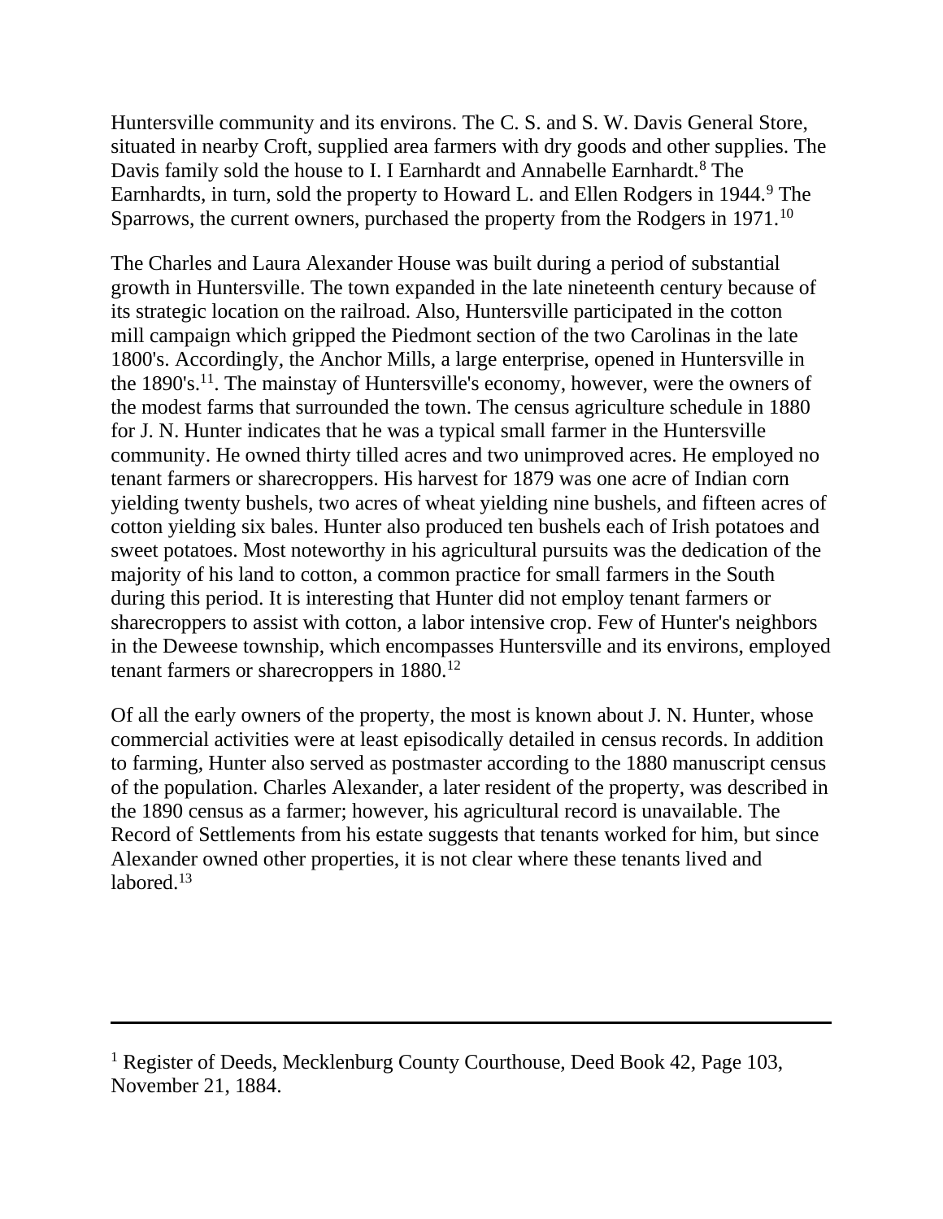Huntersville community and its environs. The C. S. and S. W. Davis General Store, situated in nearby Croft, supplied area farmers with dry goods and other supplies. The Davis family sold the house to I. I Earnhardt and Annabelle Earnhardt.[8] The Earnhardts, in turn, sold the property to Howard L. and Ellen Rodgers in 1944.[9] The Sparrows, the current owners, purchased the property from the Rodgers in 1971.[10]

The Charles and Laura Alexander House was built during a period of substantial growth in Huntersville. The town expanded in the late nineteenth century because of its strategic location on the railroad. Also, Huntersville participated in the cotton mill campaign which gripped the Piedmont section of the two Carolinas in the late 1800's. Accordingly, the Anchor Mills, a large enterprise, opened in Huntersville in the 1890's.[11]. The mainstay of Huntersville's economy, however, were the owners of the modest farms that surrounded the town. The census agriculture schedule in 1880 for J. N. Hunter indicates that he was a typical small farmer in the Huntersville community. He owned thirty tilled acres and two unimproved acres. He employed no tenant farmers or sharecroppers. His harvest for 1879 was one acre of Indian corn yielding twenty bushels, two acres of wheat yielding nine bushels, and fifteen acres of cotton yielding six bales. Hunter also produced ten bushels each of Irish potatoes and sweet potatoes. Most noteworthy in his agricultural pursuits was the dedication of the majority of his land to cotton, a common practice for small farmers in the South during this period. It is interesting that Hunter did not employ tenant farmers or sharecroppers to assist with cotton, a labor intensive crop. Few of Hunter's neighbors in the Deweese township, which encompasses Huntersville and its environs, employed tenant farmers or sharecroppers in 1880.[12]

Of all the early owners of the property, the most is known about J. N. Hunter, whose commercial activities were at least episodically detailed in census records. In addition to farming, Hunter also served as postmaster according to the 1880 manuscript census of the population. Charles Alexander, a later resident of the property, was described in the 1890 census as a farmer; however, his agricultural record is unavailable. The Record of Settlements from his estate suggests that tenants worked for him, but since Alexander owned other properties, it is not clear where these tenants lived and labored.[13]

---

[1] Register of Deeds, Mecklenburg County Courthouse, Deed Book 42, Page 103, November 21, 1884.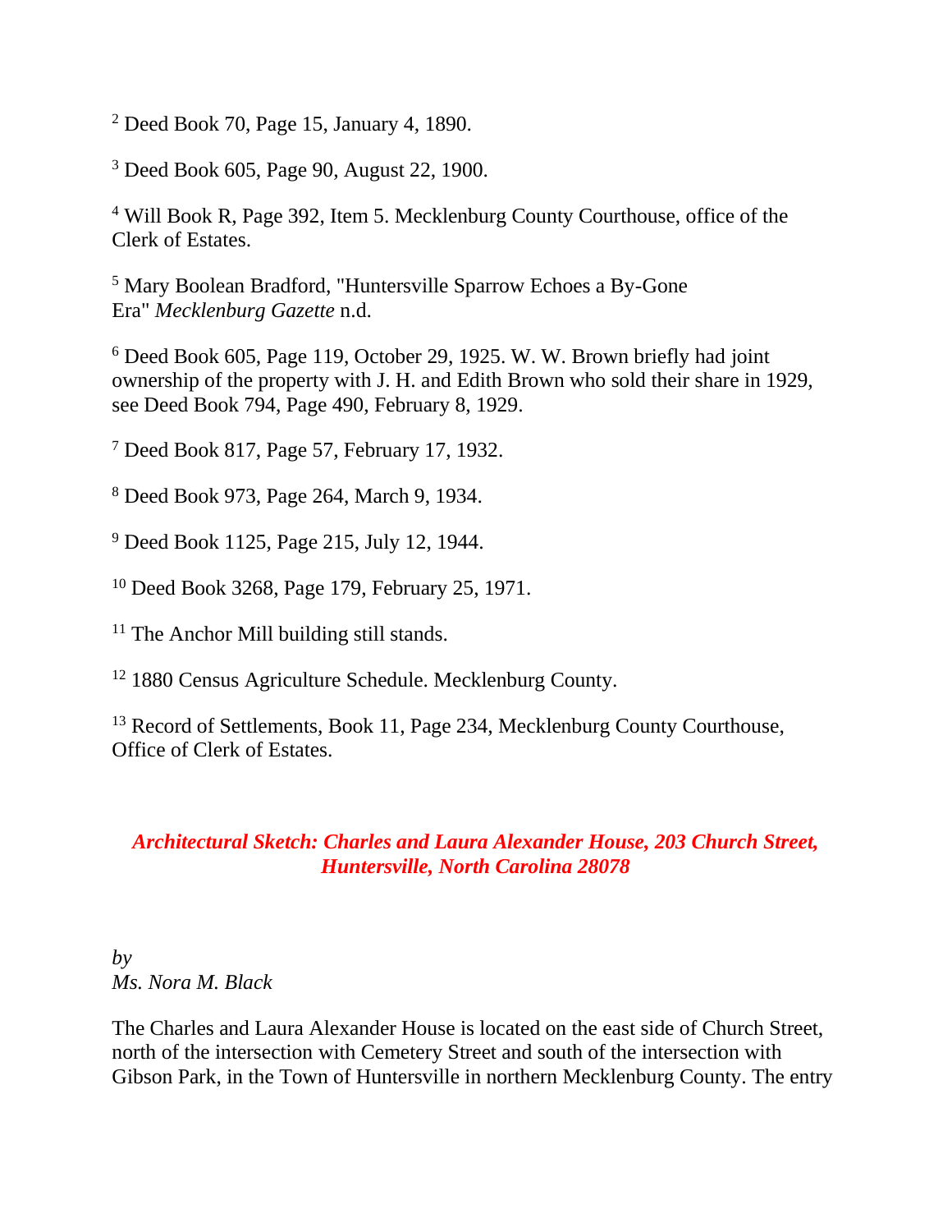[2] Deed Book 70, Page 15, January 4, 1890.

[3] Deed Book 605, Page 90, August 22, 1900.

[4] Will Book R, Page 392, Item 5. Mecklenburg County Courthouse, office of the Clerk of Estates.

[5] Mary Boolean Bradford, "Huntersville Sparrow Echoes a By-Gone Era" *Mecklenburg Gazette* n.d.

[6] Deed Book 605, Page 119, October 29, 1925. W. W. Brown briefly had joint ownership of the property with J. H. and Edith Brown who sold their share in 1929, see Deed Book 794, Page 490, February 8, 1929.

[7] Deed Book 817, Page 57, February 17, 1932.

[8] Deed Book 973, Page 264, March 9, 1934.

[9] Deed Book 1125, Page 215, July 12, 1944.

[10] Deed Book 3268, Page 179, February 25, 1971.

[11] The Anchor Mill building still stands.

[12] 1880 Census Agriculture Schedule. Mecklenburg County.

[13] Record of Settlements, Book 11, Page 234, Mecklenburg County Courthouse, Office of Clerk of Estates.

## *Architectural Sketch: Charles and Laura Alexander House, 203 Church Street, Huntersville, North Carolina 28078*

*by*
*Ms. Nora M. Black*

The Charles and Laura Alexander House is located on the east side of Church Street, north of the intersection with Cemetery Street and south of the intersection with Gibson Park, in the Town of Huntersville in northern Mecklenburg County. The entry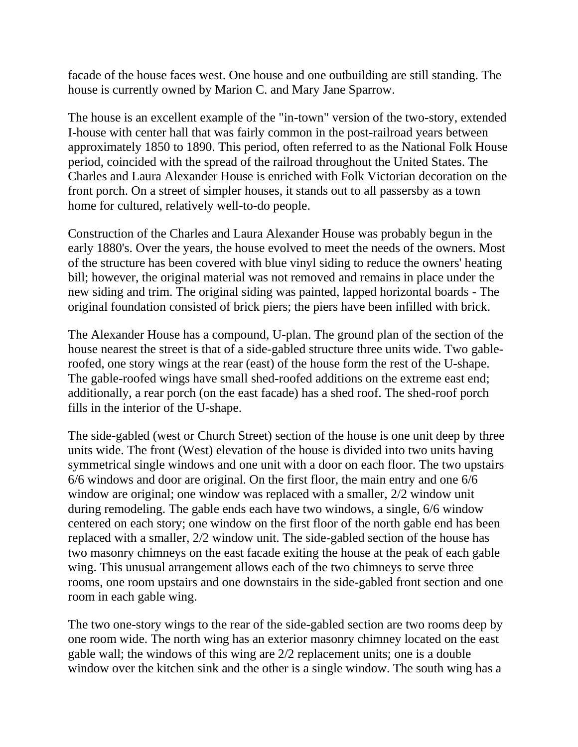facade of the house faces west. One house and one outbuilding are still standing. The house is currently owned by Marion C. and Mary Jane Sparrow.

The house is an excellent example of the "in-town" version of the two-story, extended I-house with center hall that was fairly common in the post-railroad years between approximately 1850 to 1890. This period, often referred to as the National Folk House period, coincided with the spread of the railroad throughout the United States. The Charles and Laura Alexander House is enriched with Folk Victorian decoration on the front porch. On a street of simpler houses, it stands out to all passersby as a town home for cultured, relatively well-to-do people.

Construction of the Charles and Laura Alexander House was probably begun in the early 1880's. Over the years, the house evolved to meet the needs of the owners. Most of the structure has been covered with blue vinyl siding to reduce the owners' heating bill; however, the original material was not removed and remains in place under the new siding and trim. The original siding was painted, lapped horizontal boards - The original foundation consisted of brick piers; the piers have been infilled with brick.

The Alexander House has a compound, U-plan. The ground plan of the section of the house nearest the street is that of a side-gabled structure three units wide. Two gable-roofed, one story wings at the rear (east) of the house form the rest of the U-shape. The gable-roofed wings have small shed-roofed additions on the extreme east end; additionally, a rear porch (on the east facade) has a shed roof. The shed-roof porch fills in the interior of the U-shape.

The side-gabled (west or Church Street) section of the house is one unit deep by three units wide. The front (West) elevation of the house is divided into two units having symmetrical single windows and one unit with a door on each floor. The two upstairs 6/6 windows and door are original. On the first floor, the main entry and one 6/6 window are original; one window was replaced with a smaller, 2/2 window unit during remodeling. The gable ends each have two windows, a single, 6/6 window centered on each story; one window on the first floor of the north gable end has been replaced with a smaller, 2/2 window unit. The side-gabled section of the house has two masonry chimneys on the east facade exiting the house at the peak of each gable wing. This unusual arrangement allows each of the two chimneys to serve three rooms, one room upstairs and one downstairs in the side-gabled front section and one room in each gable wing.

The two one-story wings to the rear of the side-gabled section are two rooms deep by one room wide. The north wing has an exterior masonry chimney located on the east gable wall; the windows of this wing are 2/2 replacement units; one is a double window over the kitchen sink and the other is a single window. The south wing has a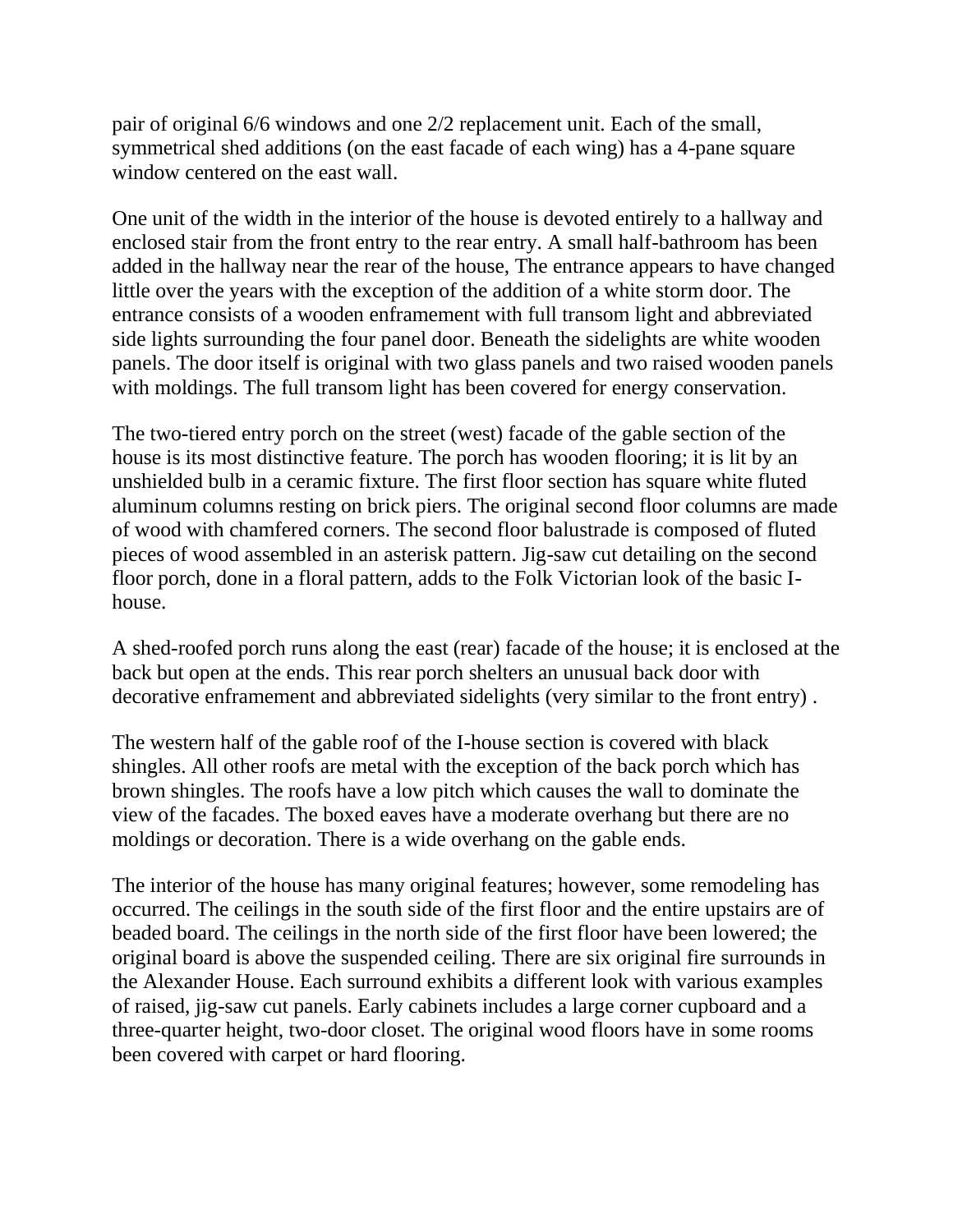pair of original 6/6 windows and one 2/2 replacement unit. Each of the small, symmetrical shed additions (on the east facade of each wing) has a 4-pane square window centered on the east wall.

One unit of the width in the interior of the house is devoted entirely to a hallway and enclosed stair from the front entry to the rear entry. A small half-bathroom has been added in the hallway near the rear of the house, The entrance appears to have changed little over the years with the exception of the addition of a white storm door. The entrance consists of a wooden enframement with full transom light and abbreviated side lights surrounding the four panel door. Beneath the sidelights are white wooden panels. The door itself is original with two glass panels and two raised wooden panels with moldings. The full transom light has been covered for energy conservation.

The two-tiered entry porch on the street (west) facade of the gable section of the house is its most distinctive feature. The porch has wooden flooring; it is lit by an unshielded bulb in a ceramic fixture. The first floor section has square white fluted aluminum columns resting on brick piers. The original second floor columns are made of wood with chamfered corners. The second floor balustrade is composed of fluted pieces of wood assembled in an asterisk pattern. Jig-saw cut detailing on the second floor porch, done in a floral pattern, adds to the Folk Victorian look of the basic I-house.

A shed-roofed porch runs along the east (rear) facade of the house; it is enclosed at the back but open at the ends. This rear porch shelters an unusual back door with decorative enframement and abbreviated sidelights (very similar to the front entry) .

The western half of the gable roof of the I-house section is covered with black shingles. All other roofs are metal with the exception of the back porch which has brown shingles. The roofs have a low pitch which causes the wall to dominate the view of the facades. The boxed eaves have a moderate overhang but there are no moldings or decoration. There is a wide overhang on the gable ends.

The interior of the house has many original features; however, some remodeling has occurred. The ceilings in the south side of the first floor and the entire upstairs are of beaded board. The ceilings in the north side of the first floor have been lowered; the original board is above the suspended ceiling. There are six original fire surrounds in the Alexander House. Each surround exhibits a different look with various examples of raised, jig-saw cut panels. Early cabinets includes a large corner cupboard and a three-quarter height, two-door closet. The original wood floors have in some rooms been covered with carpet or hard flooring.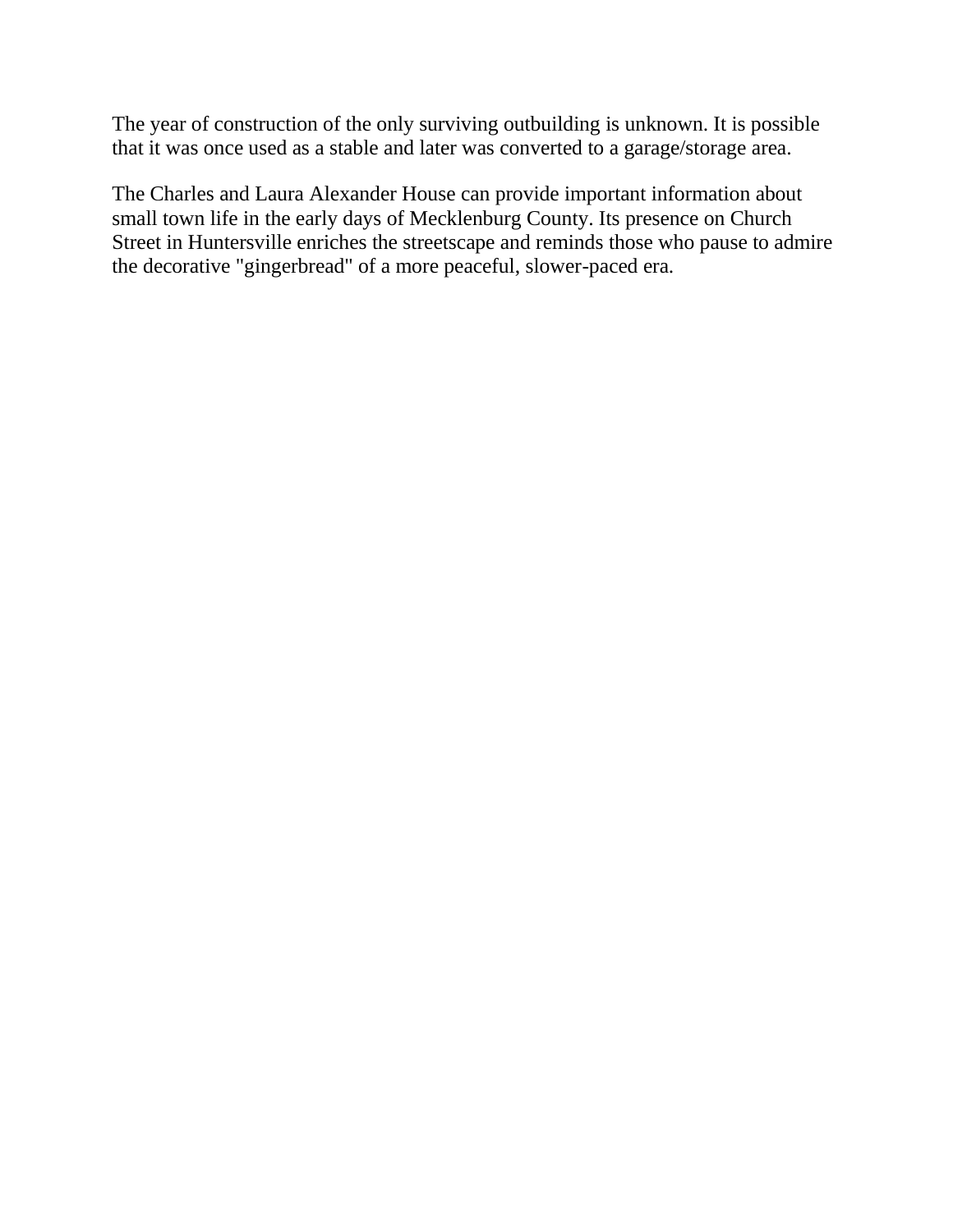The year of construction of the only surviving outbuilding is unknown. It is possible that it was once used as a stable and later was converted to a garage/storage area.

The Charles and Laura Alexander House can provide important information about small town life in the early days of Mecklenburg County. Its presence on Church Street in Huntersville enriches the streetscape and reminds those who pause to admire the decorative "gingerbread" of a more peaceful, slower-paced era.